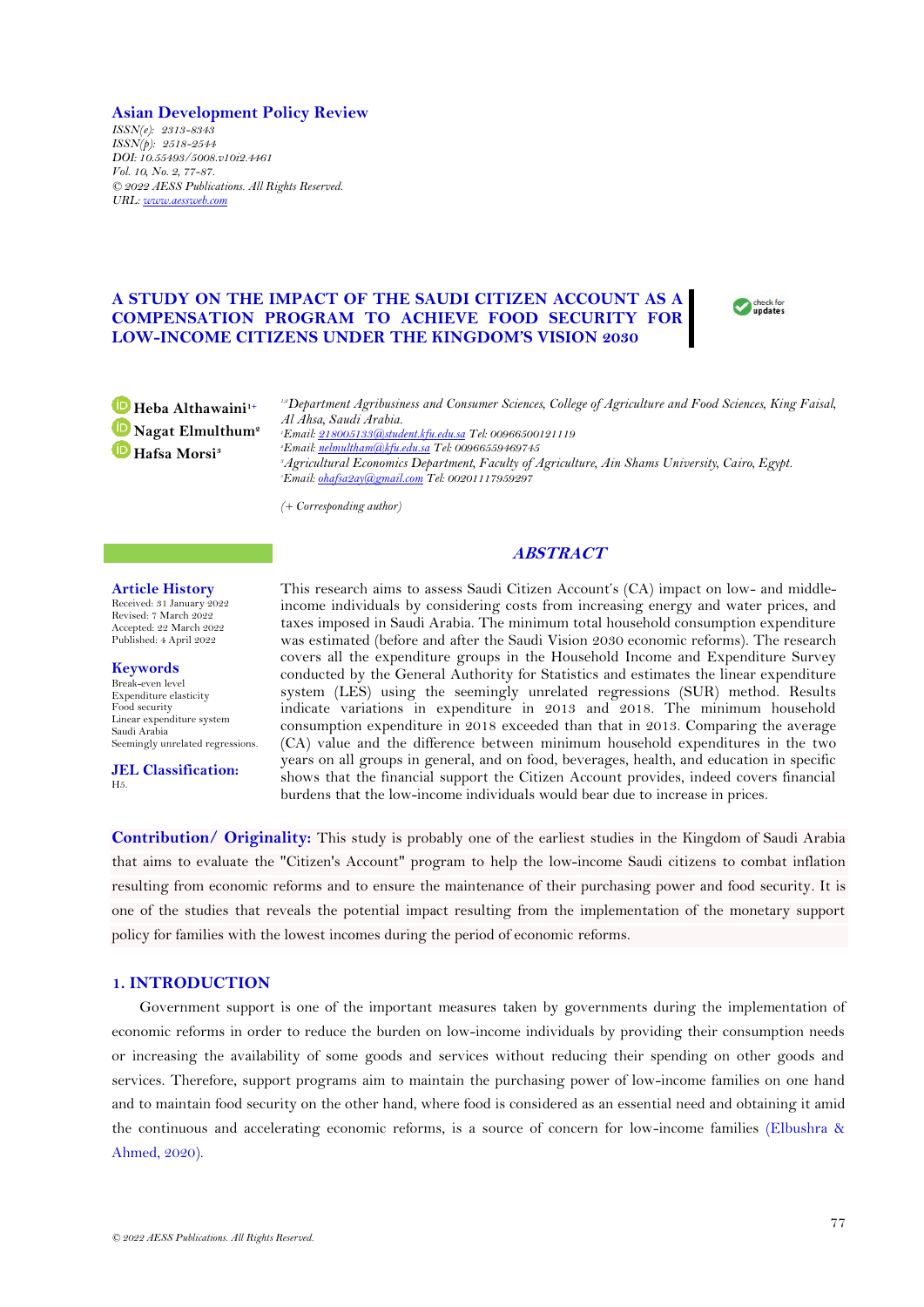**Asian Development Policy Review**

*ISSN(e): 2313-8343*
*ISSN(p): 2518-2544*
*DOI: 10.55493/5008.v10i2.4461*
*Vol. 10, No. 2, 77-87.*
*© 2022 AESS Publications. All Rights Reserved.*
*URL: www.aessweb.com*

# A STUDY ON THE IMPACT OF THE SAUDI CITIZEN ACCOUNT AS A COMPENSATION PROGRAM TO ACHIEVE FOOD SECURITY FOR LOW-INCOME CITIZENS UNDER THE KINGDOM'S VISION 2030

**Heba Althawaini**[1+]
**Nagat Elmulthum**[2]
**Hafsa Morsi**[3]

[1,2]*Department Agribusiness and Consumer Sciences, College of Agriculture and Food Sciences, King Faisal, Al Ahsa, Saudi Arabia.*
[1]*Email: 218005133@student.kfu.edu.sa Tel: 00966500121119*
[2]*Email: nelmultham@kfu.edu.sa Tel: 00966559469745*
[3]*Agricultural Economics Department, Faculty of Agriculture, Ain Shams University, Cairo, Egypt.*
[3]*Email: ohafsa2ay@gmail.com Tel: 00201117959297*

*(+ Corresponding author)*

**Article History**
Received: 31 January 2022
Revised: 7 March 2022
Accepted: 22 March 2022
Published: 4 April 2022

**Keywords**
Break-even level
Expenditure elasticity
Food security
Linear expenditure system
Saudi Arabia
Seemingly unrelated regressions.

**JEL Classification:**
H5.

## ABSTRACT

This research aims to assess Saudi Citizen Account's (CA) impact on low- and middle-income individuals by considering costs from increasing energy and water prices, and taxes imposed in Saudi Arabia. The minimum total household consumption expenditure was estimated (before and after the Saudi Vision 2030 economic reforms). The research covers all the expenditure groups in the Household Income and Expenditure Survey conducted by the General Authority for Statistics and estimates the linear expenditure system (LES) using the seemingly unrelated regressions (SUR) method. Results indicate variations in expenditure in 2013 and 2018. The minimum household consumption expenditure in 2018 exceeded than that in 2013. Comparing the average (CA) value and the difference between minimum household expenditures in the two years on all groups in general, and on food, beverages, health, and education in specific shows that the financial support the Citizen Account provides, indeed covers financial burdens that the low-income individuals would bear due to increase in prices.

**Contribution/ Originality:** This study is probably one of the earliest studies in the Kingdom of Saudi Arabia that aims to evaluate the "Citizen's Account" program to help the low-income Saudi citizens to combat inflation resulting from economic reforms and to ensure the maintenance of their purchasing power and food security. It is one of the studies that reveals the potential impact resulting from the implementation of the monetary support policy for families with the lowest incomes during the period of economic reforms.

## 1. INTRODUCTION

Government support is one of the important measures taken by governments during the implementation of economic reforms in order to reduce the burden on low-income individuals by providing their consumption needs or increasing the availability of some goods and services without reducing their spending on other goods and services. Therefore, support programs aim to maintain the purchasing power of low-income families on one hand and to maintain food security on the other hand, where food is considered as an essential need and obtaining it amid the continuous and accelerating economic reforms, is a source of concern for low-income families (Elbushra & Ahmed, 2020).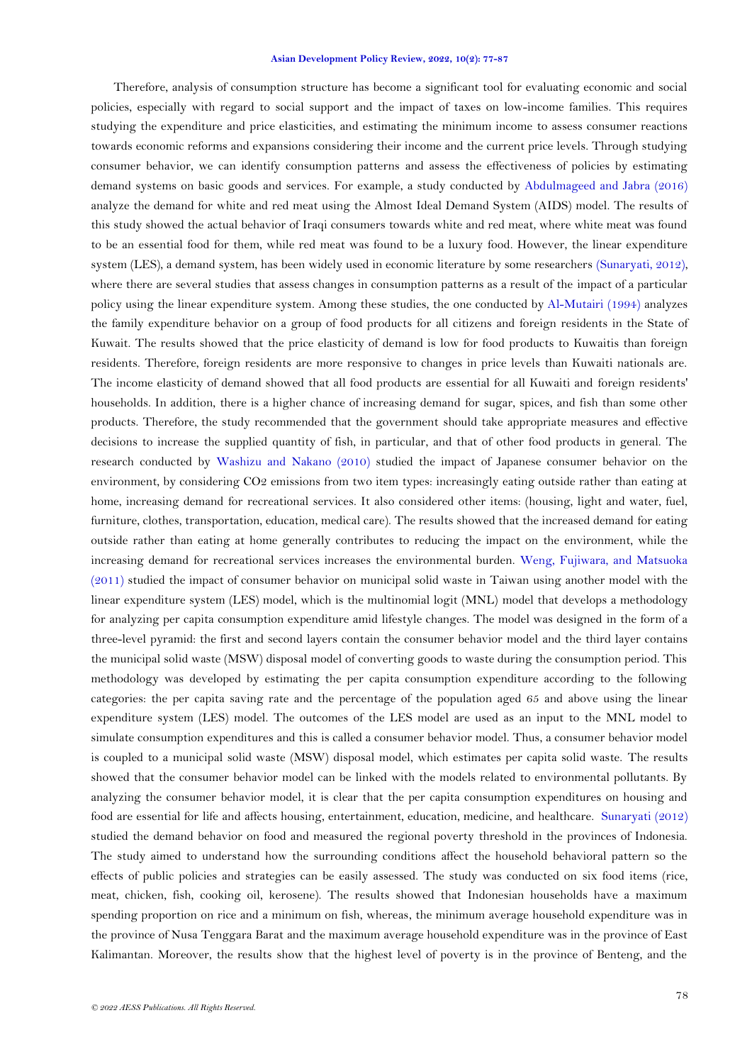Therefore, analysis of consumption structure has become a significant tool for evaluating economic and social policies, especially with regard to social support and the impact of taxes on low-income families. This requires studying the expenditure and price elasticities, and estimating the minimum income to assess consumer reactions towards economic reforms and expansions considering their income and the current price levels. Through studying consumer behavior, we can identify consumption patterns and assess the effectiveness of policies by estimating demand systems on basic goods and services. For example, a study conducted by Abdulmageed and Jabra (2016) analyze the demand for white and red meat using the Almost Ideal Demand System (AIDS) model. The results of this study showed the actual behavior of Iraqi consumers towards white and red meat, where white meat was found to be an essential food for them, while red meat was found to be a luxury food. However, the linear expenditure system (LES), a demand system, has been widely used in economic literature by some researchers (Sunaryati, 2012), where there are several studies that assess changes in consumption patterns as a result of the impact of a particular policy using the linear expenditure system. Among these studies, the one conducted by Al-Mutairi (1994) analyzes the family expenditure behavior on a group of food products for all citizens and foreign residents in the State of Kuwait. The results showed that the price elasticity of demand is low for food products to Kuwaitis than foreign residents. Therefore, foreign residents are more responsive to changes in price levels than Kuwaiti nationals are. The income elasticity of demand showed that all food products are essential for all Kuwaiti and foreign residents' households. In addition, there is a higher chance of increasing demand for sugar, spices, and fish than some other products. Therefore, the study recommended that the government should take appropriate measures and effective decisions to increase the supplied quantity of fish, in particular, and that of other food products in general. The research conducted by Washizu and Nakano (2010) studied the impact of Japanese consumer behavior on the environment, by considering $CO_2$ emissions from two item types: increasingly eating outside rather than eating at home, increasing demand for recreational services. It also considered other items: (housing, light and water, fuel, furniture, clothes, transportation, education, medical care). The results showed that the increased demand for eating outside rather than eating at home generally contributes to reducing the impact on the environment, while the increasing demand for recreational services increases the environmental burden. Weng, Fujiwara, and Matsuoka (2011) studied the impact of consumer behavior on municipal solid waste in Taiwan using another model with the linear expenditure system (LES) model, which is the multinomial logit (MNL) model that develops a methodology for analyzing per capita consumption expenditure amid lifestyle changes. The model was designed in the form of a three-level pyramid: the first and second layers contain the consumer behavior model and the third layer contains the municipal solid waste (MSW) disposal model of converting goods to waste during the consumption period. This methodology was developed by estimating the per capita consumption expenditure according to the following categories: the per capita saving rate and the percentage of the population aged 65 and above using the linear expenditure system (LES) model. The outcomes of the LES model are used as an input to the MNL model to simulate consumption expenditures and this is called a consumer behavior model. Thus, a consumer behavior model is coupled to a municipal solid waste (MSW) disposal model, which estimates per capita solid waste. The results showed that the consumer behavior model can be linked with the models related to environmental pollutants. By analyzing the consumer behavior model, it is clear that the per capita consumption expenditures on housing and food are essential for life and affects housing, entertainment, education, medicine, and healthcare. Sunaryati (2012) studied the demand behavior on food and measured the regional poverty threshold in the provinces of Indonesia. The study aimed to understand how the surrounding conditions affect the household behavioral pattern so the effects of public policies and strategies can be easily assessed. The study was conducted on six food items (rice, meat, chicken, fish, cooking oil, kerosene). The results showed that Indonesian households have a maximum spending proportion on rice and a minimum on fish, whereas, the minimum average household expenditure was in the province of Nusa Tenggara Barat and the maximum average household expenditure was in the province of East Kalimantan. Moreover, the results show that the highest level of poverty is in the province of Benteng, and the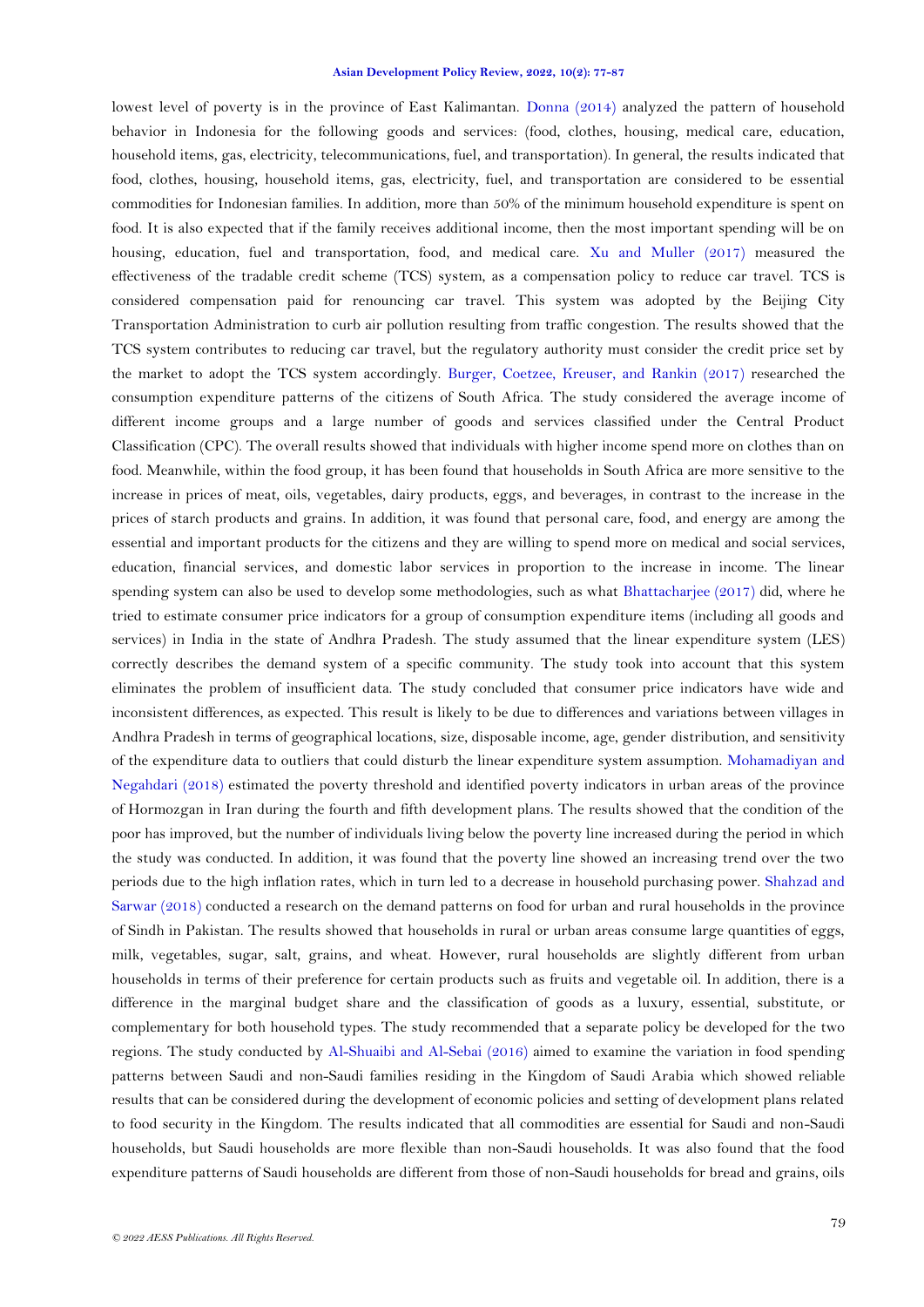lowest level of poverty is in the province of East Kalimantan. Donna (2014) analyzed the pattern of household behavior in Indonesia for the following goods and services: (food, clothes, housing, medical care, education, household items, gas, electricity, telecommunications, fuel, and transportation). In general, the results indicated that food, clothes, housing, household items, gas, electricity, fuel, and transportation are considered to be essential commodities for Indonesian families. In addition, more than 50% of the minimum household expenditure is spent on food. It is also expected that if the family receives additional income, then the most important spending will be on housing, education, fuel and transportation, food, and medical care. Xu and Muller (2017) measured the effectiveness of the tradable credit scheme (TCS) system, as a compensation policy to reduce car travel. TCS is considered compensation paid for renouncing car travel. This system was adopted by the Beijing City Transportation Administration to curb air pollution resulting from traffic congestion. The results showed that the TCS system contributes to reducing car travel, but the regulatory authority must consider the credit price set by the market to adopt the TCS system accordingly. Burger, Coetzee, Kreuser, and Rankin (2017) researched the consumption expenditure patterns of the citizens of South Africa. The study considered the average income of different income groups and a large number of goods and services classified under the Central Product Classification (CPC). The overall results showed that individuals with higher income spend more on clothes than on food. Meanwhile, within the food group, it has been found that households in South Africa are more sensitive to the increase in prices of meat, oils, vegetables, dairy products, eggs, and beverages, in contrast to the increase in the prices of starch products and grains. In addition, it was found that personal care, food, and energy are among the essential and important products for the citizens and they are willing to spend more on medical and social services, education, financial services, and domestic labor services in proportion to the increase in income. The linear spending system can also be used to develop some methodologies, such as what Bhattacharjee (2017) did, where he tried to estimate consumer price indicators for a group of consumption expenditure items (including all goods and services) in India in the state of Andhra Pradesh. The study assumed that the linear expenditure system (LES) correctly describes the demand system of a specific community. The study took into account that this system eliminates the problem of insufficient data. The study concluded that consumer price indicators have wide and inconsistent differences, as expected. This result is likely to be due to differences and variations between villages in Andhra Pradesh in terms of geographical locations, size, disposable income, age, gender distribution, and sensitivity of the expenditure data to outliers that could disturb the linear expenditure system assumption. Mohamadiyan and Negahdari (2018) estimated the poverty threshold and identified poverty indicators in urban areas of the province of Hormozgan in Iran during the fourth and fifth development plans. The results showed that the condition of the poor has improved, but the number of individuals living below the poverty line increased during the period in which the study was conducted. In addition, it was found that the poverty line showed an increasing trend over the two periods due to the high inflation rates, which in turn led to a decrease in household purchasing power. Shahzad and Sarwar (2018) conducted a research on the demand patterns on food for urban and rural households in the province of Sindh in Pakistan. The results showed that households in rural or urban areas consume large quantities of eggs, milk, vegetables, sugar, salt, grains, and wheat. However, rural households are slightly different from urban households in terms of their preference for certain products such as fruits and vegetable oil. In addition, there is a difference in the marginal budget share and the classification of goods as a luxury, essential, substitute, or complementary for both household types. The study recommended that a separate policy be developed for the two regions. The study conducted by Al-Shuaibi and Al-Sebai (2016) aimed to examine the variation in food spending patterns between Saudi and non-Saudi families residing in the Kingdom of Saudi Arabia which showed reliable results that can be considered during the development of economic policies and setting of development plans related to food security in the Kingdom. The results indicated that all commodities are essential for Saudi and non-Saudi households, but Saudi households are more flexible than non-Saudi households. It was also found that the food expenditure patterns of Saudi households are different from those of non-Saudi households for bread and grains, oils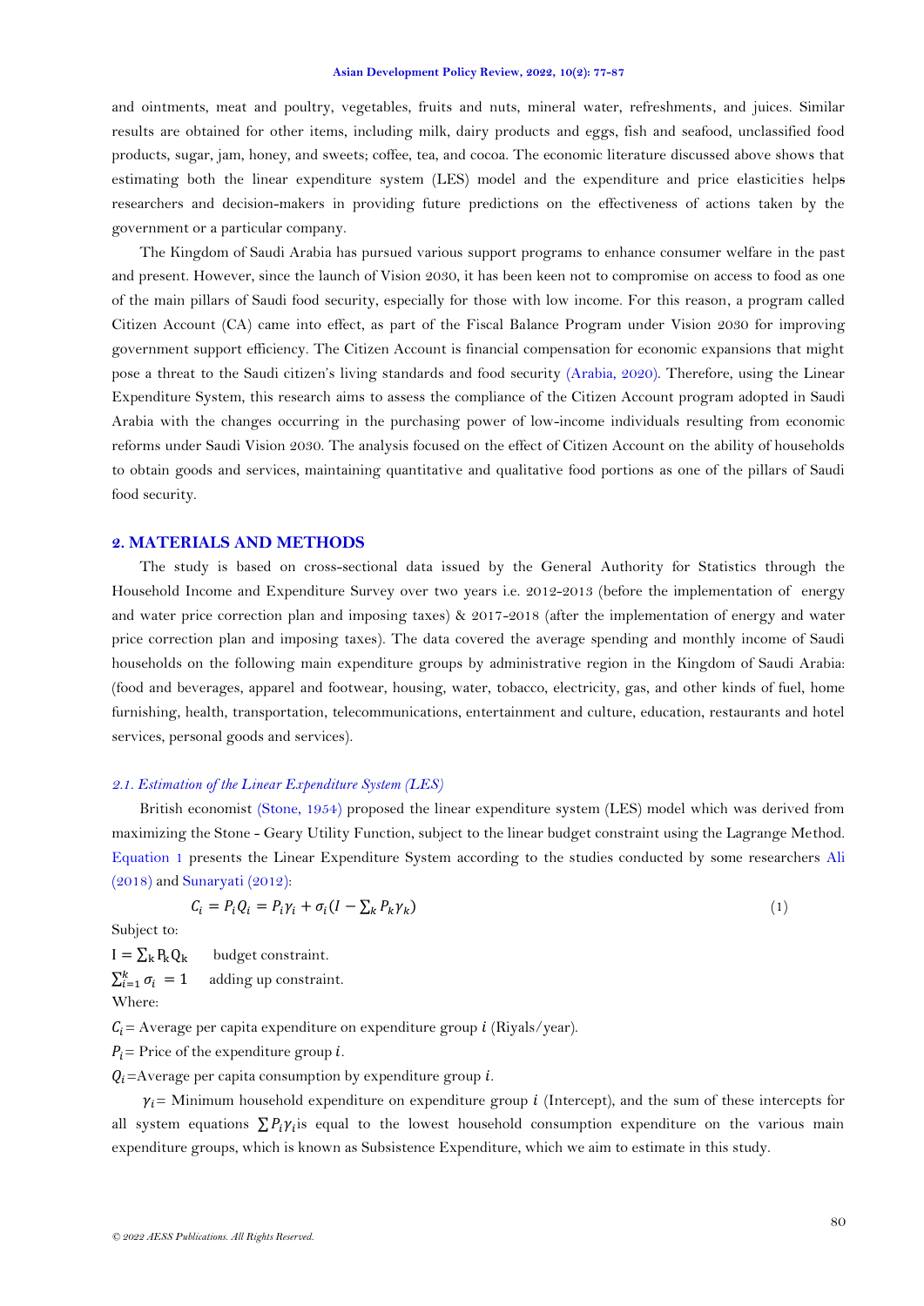and ointments, meat and poultry, vegetables, fruits and nuts, mineral water, refreshments, and juices. Similar results are obtained for other items, including milk, dairy products and eggs, fish and seafood, unclassified food products, sugar, jam, honey, and sweets; coffee, tea, and cocoa. The economic literature discussed above shows that estimating both the linear expenditure system (LES) model and the expenditure and price elasticities helps researchers and decision-makers in providing future predictions on the effectiveness of actions taken by the government or a particular company.

The Kingdom of Saudi Arabia has pursued various support programs to enhance consumer welfare in the past and present. However, since the launch of Vision 2030, it has been keen not to compromise on access to food as one of the main pillars of Saudi food security, especially for those with low income. For this reason, a program called Citizen Account (CA) came into effect, as part of the Fiscal Balance Program under Vision 2030 for improving government support efficiency. The Citizen Account is financial compensation for economic expansions that might pose a threat to the Saudi citizen's living standards and food security (Arabia, 2020). Therefore, using the Linear Expenditure System, this research aims to assess the compliance of the Citizen Account program adopted in Saudi Arabia with the changes occurring in the purchasing power of low-income individuals resulting from economic reforms under Saudi Vision 2030. The analysis focused on the effect of Citizen Account on the ability of households to obtain goods and services, maintaining quantitative and qualitative food portions as one of the pillars of Saudi food security.

## 2. MATERIALS AND METHODS

The study is based on cross-sectional data issued by the General Authority for Statistics through the Household Income and Expenditure Survey over two years i.e. 2012-2013 (before the implementation of energy and water price correction plan and imposing taxes) & 2017-2018 (after the implementation of energy and water price correction plan and imposing taxes). The data covered the average spending and monthly income of Saudi households on the following main expenditure groups by administrative region in the Kingdom of Saudi Arabia: (food and beverages, apparel and footwear, housing, water, tobacco, electricity, gas, and other kinds of fuel, home furnishing, health, transportation, telecommunications, entertainment and culture, education, restaurants and hotel services, personal goods and services).

### *2.1. Estimation of the Linear Expenditure System (LES)*

British economist (Stone, 1954) proposed the linear expenditure system (LES) model which was derived from maximizing the Stone - Geary Utility Function, subject to the linear budget constraint using the Lagrange Method. Equation 1 presents the Linear Expenditure System according to the studies conducted by some researchers Ali (2018) and Sunaryati (2012):

$$C_i = P_i Q_i = P_i \gamma_i + \sigma_i (I - \textstyle\sum_k P_k \gamma_k) \qquad (1)$$

Subject to:

$I = \sum_k P_k Q_k$ budget constraint.

$\sum_{i=1}^{k} \sigma_i = 1$ adding up constraint.

Where:

$C_i$ = Average per capita expenditure on expenditure group $i$ (Riyals/year).

$P_i$ = Price of the expenditure group $i$.

$Q_i$ = Average per capita consumption by expenditure group $i$.

$\gamma_i$ = Minimum household expenditure on expenditure group $i$ (Intercept), and the sum of these intercepts for all system equations $\sum P_i \gamma_i$ is equal to the lowest household consumption expenditure on the various main expenditure groups, which is known as Subsistence Expenditure, which we aim to estimate in this study.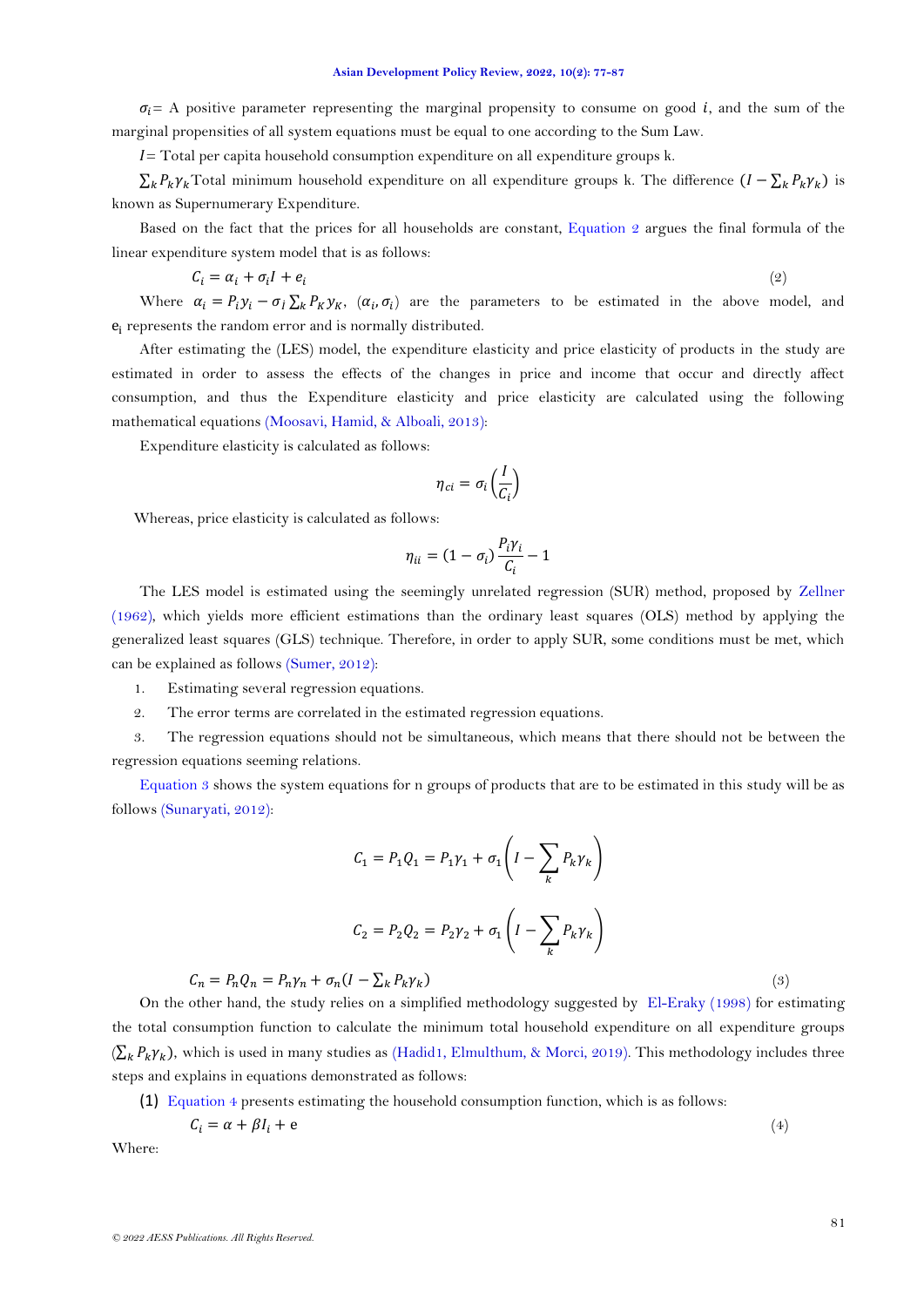$\sigma_i$= A positive parameter representing the marginal propensity to consume on good $i$, and the sum of the marginal propensities of all system equations must be equal to one according to the Sum Law.

$I$= Total per capita household consumption expenditure on all expenditure groups k.

$\sum_k P_k \gamma_k$ Total minimum household expenditure on all expenditure groups k. The difference $(I - \sum_k P_k \gamma_k)$ is known as Supernumerary Expenditure.

Based on the fact that the prices for all households are constant, Equation 2 argues the final formula of the linear expenditure system model that is as follows:

$$C_i = \alpha_i + \sigma_i I + e_i \tag{2}$$

Where $\alpha_i = P_i y_i - \sigma_i \sum_k P_K y_K$, $(\alpha_i, \sigma_i)$ are the parameters to be estimated in the above model, and $e_i$ represents the random error and is normally distributed.

After estimating the (LES) model, the expenditure elasticity and price elasticity of products in the study are estimated in order to assess the effects of the changes in price and income that occur and directly affect consumption, and thus the Expenditure elasticity and price elasticity are calculated using the following mathematical equations (Moosavi, Hamid, & Alboali, 2013):

Expenditure elasticity is calculated as follows:

$$\eta_{ci} = \sigma_i \left( \frac{I}{C_i} \right)$$

Whereas, price elasticity is calculated as follows:

$$\eta_{ii} = (1 - \sigma_i) \frac{P_i \gamma_i}{C_i} - 1$$

The LES model is estimated using the seemingly unrelated regression (SUR) method, proposed by Zellner (1962), which yields more efficient estimations than the ordinary least squares (OLS) method by applying the generalized least squares (GLS) technique. Therefore, in order to apply SUR, some conditions must be met, which can be explained as follows (Sumer, 2012):

1. Estimating several regression equations.
2. The error terms are correlated in the estimated regression equations.
3. The regression equations should not be simultaneous, which means that there should not be between the regression equations seeming relations.

Equation 3 shows the system equations for n groups of products that are to be estimated in this study will be as follows (Sunaryati, 2012):

$$C_1 = P_1 Q_1 = P_1 \gamma_1 + \sigma_1 \left( I - \sum_k P_k \gamma_k \right)$$

$$C_2 = P_2 Q_2 = P_2 \gamma_2 + \sigma_1 \left( I - \sum_k P_k \gamma_k \right)$$

$$C_n = P_n Q_n = P_n \gamma_n + \sigma_n (I - \textstyle\sum_k P_k \gamma_k) \tag{3}$$

On the other hand, the study relies on a simplified methodology suggested by El-Eraky (1998) for estimating the total consumption function to calculate the minimum total household expenditure on all expenditure groups $(\sum_k P_k \gamma_k)$, which is used in many studies as (Hadid1, Elmulthum, & Morci, 2019). This methodology includes three steps and explains in equations demonstrated as follows:

(1) Equation 4 presents estimating the household consumption function, which is as follows:

$$C_i = \alpha + \beta I_i + \mathrm{e} \tag{4}$$

Where: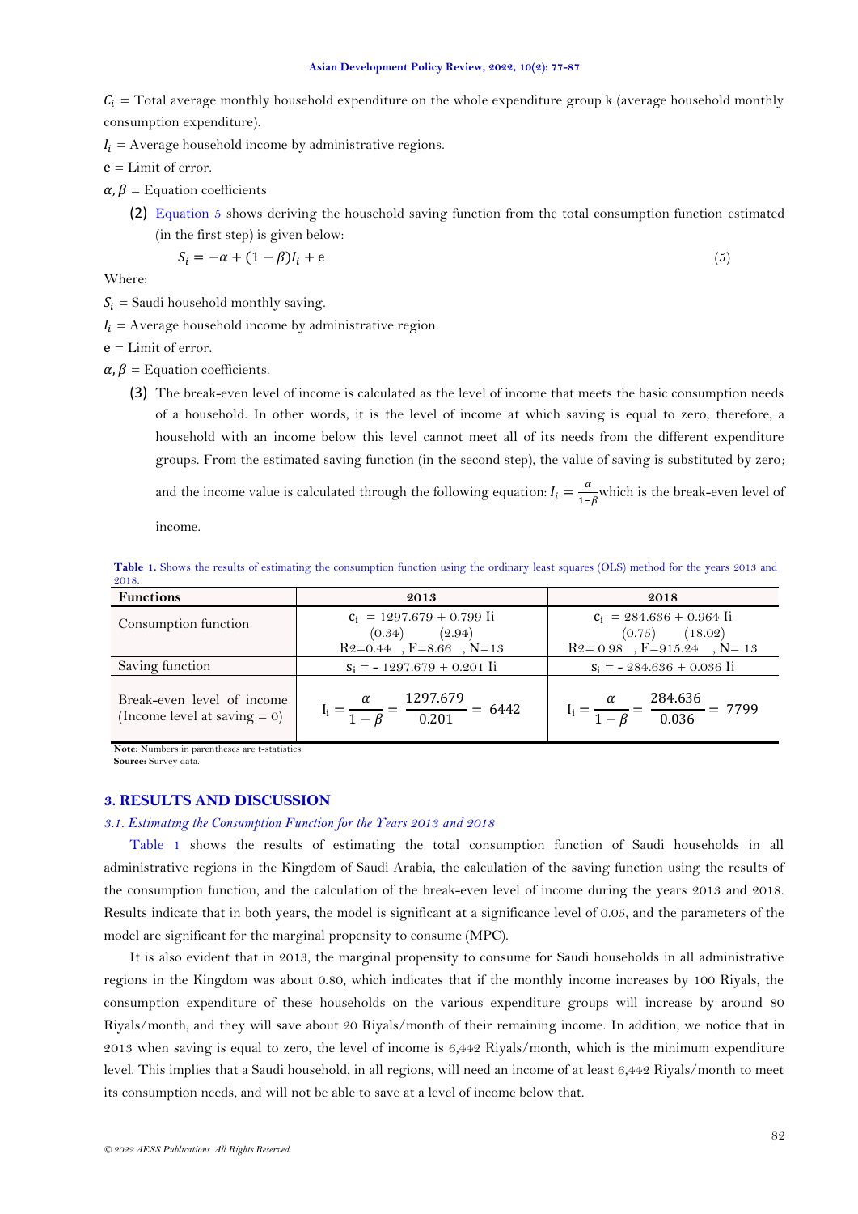$C_i$ = Total average monthly household expenditure on the whole expenditure group k (average household monthly consumption expenditure).

$I_i$ = Average household income by administrative regions.

e = Limit of error.

$\alpha, \beta$ = Equation coefficients

(2) Equation 5 shows deriving the household saving function from the total consumption function estimated (in the first step) is given below:

$$S_i = -\alpha + (1 - \beta)I_i + e \tag{5}$$

Where:

$S_i$ = Saudi household monthly saving.

$I_i$ = Average household income by administrative region.

e = Limit of error.

$\alpha, \beta$ = Equation coefficients.

(3) The break-even level of income is calculated as the level of income that meets the basic consumption needs of a household. In other words, it is the level of income at which saving is equal to zero, therefore, a household with an income below this level cannot meet all of its needs from the different expenditure groups. From the estimated saving function (in the second step), the value of saving is substituted by zero; and the income value is calculated through the following equation: $I_i = \frac{\alpha}{1-\beta}$ which is the break-even level of income.

**Table 1.** Shows the results of estimating the consumption function using the ordinary least squares (OLS) method for the years 2013 and 2018.

| Functions | 2013 | 2018 |
|---|---|---|
| Consumption function | $c_i = 1297.679 + 0.799\ I_i$ <br> (0.34) (2.94) <br> R2=0.44 , F=8.66 , N=13 | $c_i = 284.636 + 0.964\ I_i$ <br> (0.75) (18.02) <br> R2= 0.98 , F=915.24 , N= 13 |
| Saving function | $s_i = -1297.679 + 0.201\ I_i$ | $s_i = -284.636 + 0.036\ I_i$ |
| Break-even level of income (Income level at saving = 0) | $I_i = \frac{\alpha}{1-\beta} = \frac{1297.679}{0.201} = 6442$ | $I_i = \frac{\alpha}{1-\beta} = \frac{284.636}{0.036} = 7799$ |

**Note:** Numbers in parentheses are t-statistics.
**Source:** Survey data.

## 3. RESULTS AND DISCUSSION

### *3.1. Estimating the Consumption Function for the Years 2013 and 2018*

Table 1 shows the results of estimating the total consumption function of Saudi households in all administrative regions in the Kingdom of Saudi Arabia, the calculation of the saving function using the results of the consumption function, and the calculation of the break-even level of income during the years 2013 and 2018. Results indicate that in both years, the model is significant at a significance level of 0.05, and the parameters of the model are significant for the marginal propensity to consume (MPC).

It is also evident that in 2013, the marginal propensity to consume for Saudi households in all administrative regions in the Kingdom was about 0.80, which indicates that if the monthly income increases by 100 Riyals, the consumption expenditure of these households on the various expenditure groups will increase by around 80 Riyals/month, and they will save about 20 Riyals/month of their remaining income. In addition, we notice that in 2013 when saving is equal to zero, the level of income is 6,442 Riyals/month, which is the minimum expenditure level. This implies that a Saudi household, in all regions, will need an income of at least 6,442 Riyals/month to meet its consumption needs, and will not be able to save at a level of income below that.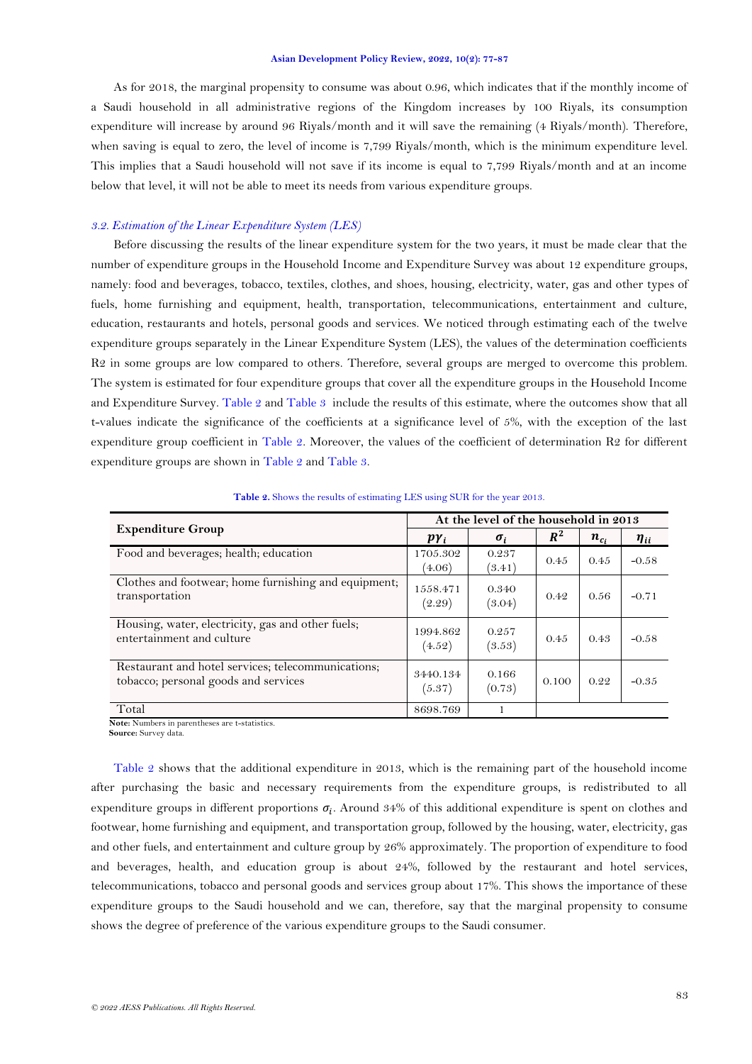As for 2018, the marginal propensity to consume was about 0.96, which indicates that if the monthly income of a Saudi household in all administrative regions of the Kingdom increases by 100 Riyals, its consumption expenditure will increase by around 96 Riyals/month and it will save the remaining (4 Riyals/month). Therefore, when saving is equal to zero, the level of income is 7,799 Riyals/month, which is the minimum expenditure level. This implies that a Saudi household will not save if its income is equal to 7,799 Riyals/month and at an income below that level, it will not be able to meet its needs from various expenditure groups.

### *3.2. Estimation of the Linear Expenditure System (LES)*

Before discussing the results of the linear expenditure system for the two years, it must be made clear that the number of expenditure groups in the Household Income and Expenditure Survey was about 12 expenditure groups, namely: food and beverages, tobacco, textiles, clothes, and shoes, housing, electricity, water, gas and other types of fuels, home furnishing and equipment, health, transportation, telecommunications, entertainment and culture, education, restaurants and hotels, personal goods and services. We noticed through estimating each of the twelve expenditure groups separately in the Linear Expenditure System (LES), the values of the determination coefficients R2 in some groups are low compared to others. Therefore, several groups are merged to overcome this problem. The system is estimated for four expenditure groups that cover all the expenditure groups in the Household Income and Expenditure Survey. Table 2 and Table 3 include the results of this estimate, where the outcomes show that all t-values indicate the significance of the coefficients at a significance level of 5%, with the exception of the last expenditure group coefficient in Table 2. Moreover, the values of the coefficient of determination R2 for different expenditure groups are shown in Table 2 and Table 3.

**Table 2.** Shows the results of estimating LES using SUR for the year 2013.

| Expenditure Group | At the level of the household in 2013 | | | | |
|---|---|---|---|---|---|
| | $p\gamma_i$ | $\sigma_i$ | $R^2$ | $n_{c_i}$ | $\eta_{ii}$ |
| Food and beverages; health; education | 1705.302 (4.06) | 0.237 (3.41) | 0.45 | 0.45 | -0.58 |
| Clothes and footwear; home furnishing and equipment; transportation | 1558.471 (2.29) | 0.340 (3.04) | 0.42 | 0.56 | -0.71 |
| Housing, water, electricity, gas and other fuels; entertainment and culture | 1994.862 (4.52) | 0.257 (3.53) | 0.45 | 0.43 | -0.58 |
| Restaurant and hotel services; telecommunications; tobacco; personal goods and services | 3440.134 (5.37) | 0.166 (0.73) | 0.100 | 0.22 | -0.35 |
| Total | 8698.769 | 1 | | | |

**Note:** Numbers in parentheses are t-statistics.
**Source:** Survey data.

Table 2 shows that the additional expenditure in 2013, which is the remaining part of the household income after purchasing the basic and necessary requirements from the expenditure groups, is redistributed to all expenditure groups in different proportions $\sigma_i$. Around 34% of this additional expenditure is spent on clothes and footwear, home furnishing and equipment, and transportation group, followed by the housing, water, electricity, gas and other fuels, and entertainment and culture group by 26% approximately. The proportion of expenditure to food and beverages, health, and education group is about 24%, followed by the restaurant and hotel services, telecommunications, tobacco and personal goods and services group about 17%. This shows the importance of these expenditure groups to the Saudi household and we can, therefore, say that the marginal propensity to consume shows the degree of preference of the various expenditure groups to the Saudi consumer.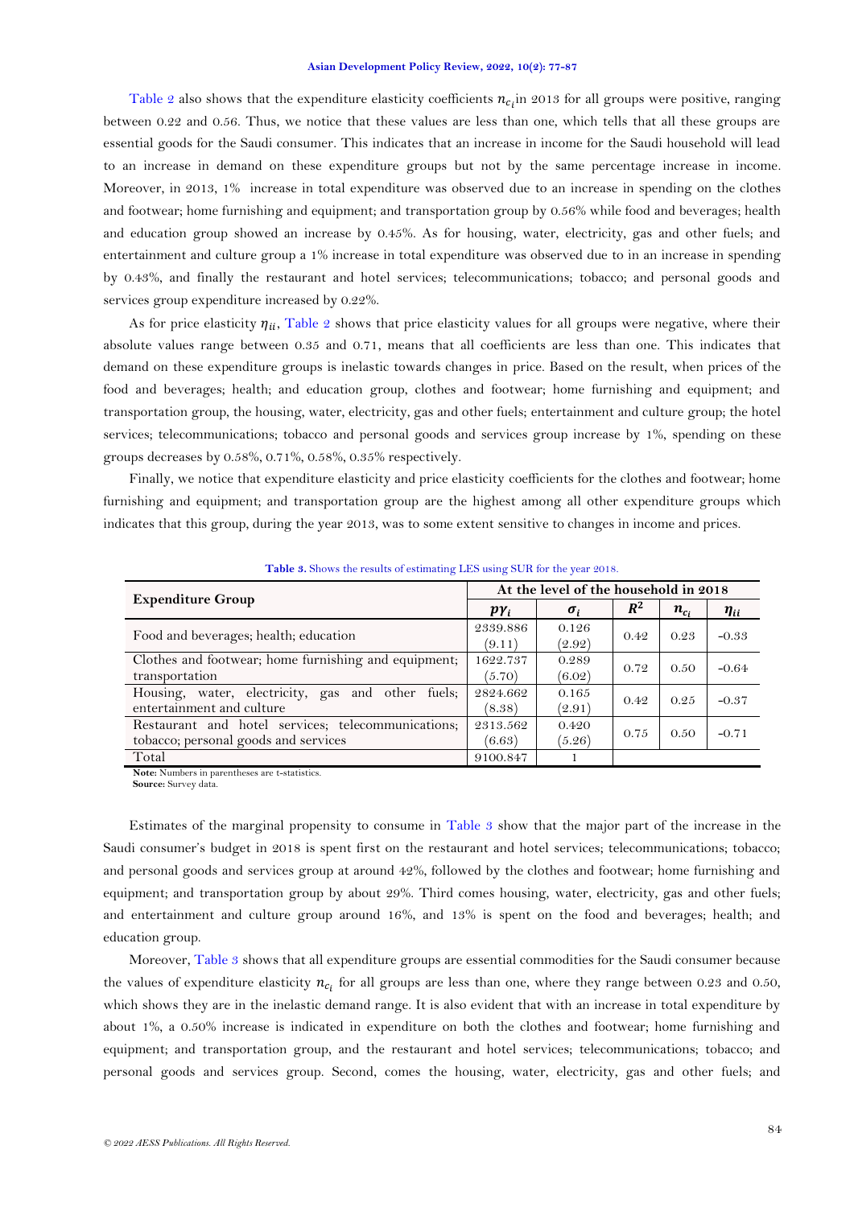Table 2 also shows that the expenditure elasticity coefficients $n_{c_i}$ in 2013 for all groups were positive, ranging between 0.22 and 0.56. Thus, we notice that these values are less than one, which tells that all these groups are essential goods for the Saudi consumer. This indicates that an increase in income for the Saudi household will lead to an increase in demand on these expenditure groups but not by the same percentage increase in income. Moreover, in 2013, 1% increase in total expenditure was observed due to an increase in spending on the clothes and footwear; home furnishing and equipment; and transportation group by 0.56% while food and beverages; health and education group showed an increase by 0.45%. As for housing, water, electricity, gas and other fuels; and entertainment and culture group a 1% increase in total expenditure was observed due to in an increase in spending by 0.43%, and finally the restaurant and hotel services; telecommunications; tobacco; and personal goods and services group expenditure increased by 0.22%.

As for price elasticity $\eta_{ii}$, Table 2 shows that price elasticity values for all groups were negative, where their absolute values range between 0.35 and 0.71, means that all coefficients are less than one. This indicates that demand on these expenditure groups is inelastic towards changes in price. Based on the result, when prices of the food and beverages; health; and education group, clothes and footwear; home furnishing and equipment; and transportation group, the housing, water, electricity, gas and other fuels; entertainment and culture group; the hotel services; telecommunications; tobacco and personal goods and services group increase by 1%, spending on these groups decreases by 0.58%, 0.71%, 0.58%, 0.35% respectively.

Finally, we notice that expenditure elasticity and price elasticity coefficients for the clothes and footwear; home furnishing and equipment; and transportation group are the highest among all other expenditure groups which indicates that this group, during the year 2013, was to some extent sensitive to changes in income and prices.

**Table 3.** Shows the results of estimating LES using SUR for the year 2018.

| Expenditure Group | At the level of the household in 2018 | | | | |
|---|---|---|---|---|---|
| | $p\gamma_i$ | $\sigma_i$ | $R^2$ | $n_{c_i}$ | $\eta_{ii}$ |
| Food and beverages; health; education | 2339.886 (9.11) | 0.126 (2.92) | 0.42 | 0.23 | -0.33 |
| Clothes and footwear; home furnishing and equipment; transportation | 1622.737 (5.70) | 0.289 (6.02) | 0.72 | 0.50 | -0.64 |
| Housing, water, electricity, gas and other fuels; entertainment and culture | 2824.662 (8.38) | 0.165 (2.91) | 0.42 | 0.25 | -0.37 |
| Restaurant and hotel services; telecommunications; tobacco; personal goods and services | 2313.562 (6.63) | 0.420 (5.26) | 0.75 | 0.50 | -0.71 |
| Total | 9100.847 | 1 | | | |

**Note:** Numbers in parentheses are t-statistics.
**Source:** Survey data.

Estimates of the marginal propensity to consume in Table 3 show that the major part of the increase in the Saudi consumer's budget in 2018 is spent first on the restaurant and hotel services; telecommunications; tobacco; and personal goods and services group at around 42%, followed by the clothes and footwear; home furnishing and equipment; and transportation group by about 29%. Third comes housing, water, electricity, gas and other fuels; and entertainment and culture group around 16%, and 13% is spent on the food and beverages; health; and education group.

Moreover, Table 3 shows that all expenditure groups are essential commodities for the Saudi consumer because the values of expenditure elasticity $n_{c_i}$ for all groups are less than one, where they range between 0.23 and 0.50, which shows they are in the inelastic demand range. It is also evident that with an increase in total expenditure by about 1%, a 0.50% increase is indicated in expenditure on both the clothes and footwear; home furnishing and equipment; and transportation group, and the restaurant and hotel services; telecommunications; tobacco; and personal goods and services group. Second, comes the housing, water, electricity, gas and other fuels; and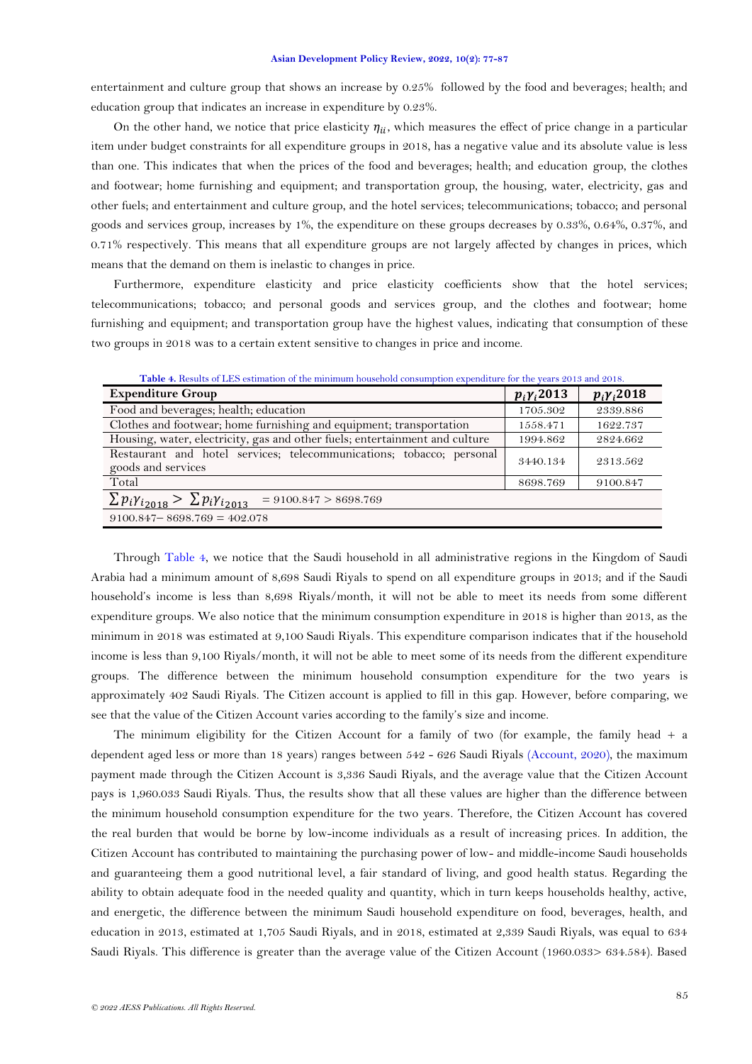entertainment and culture group that shows an increase by 0.25% followed by the food and beverages; health; and education group that indicates an increase in expenditure by 0.23%.

On the other hand, we notice that price elasticity $\eta_{ii}$, which measures the effect of price change in a particular item under budget constraints for all expenditure groups in 2018, has a negative value and its absolute value is less than one. This indicates that when the prices of the food and beverages; health; and education group, the clothes and footwear; home furnishing and equipment; and transportation group, the housing, water, electricity, gas and other fuels; and entertainment and culture group, and the hotel services; telecommunications; tobacco; and personal goods and services group, increases by 1%, the expenditure on these groups decreases by 0.33%, 0.64%, 0.37%, and 0.71% respectively. This means that all expenditure groups are not largely affected by changes in prices, which means that the demand on them is inelastic to changes in price.

Furthermore, expenditure elasticity and price elasticity coefficients show that the hotel services; telecommunications; tobacco; and personal goods and services group, and the clothes and footwear; home furnishing and equipment; and transportation group have the highest values, indicating that consumption of these two groups in 2018 was to a certain extent sensitive to changes in price and income.

**Table 4.** Results of LES estimation of the minimum household consumption expenditure for the years 2013 and 2018.

| Expenditure Group | $p_i\gamma_i$2013 | $p_i\gamma_i$2018 |
|---|---|---|
| Food and beverages; health; education | 1705.302 | 2339.886 |
| Clothes and footwear; home furnishing and equipment; transportation | 1558.471 | 1622.737 |
| Housing, water, electricity, gas and other fuels; entertainment and culture | 1994.862 | 2824.662 |
| Restaurant and hotel services; telecommunications; tobacco; personal goods and services | 3440.134 | 2313.562 |
| Total | 8698.769 | 9100.847 |
| $\sum p_i\gamma_{i_{2018}} > \sum p_i\gamma_{i_{2013}}$ = 9100.847 > 8698.769 | | |
| 9100.847 – 8698.769 = 402.078 | | |

Through Table 4, we notice that the Saudi household in all administrative regions in the Kingdom of Saudi Arabia had a minimum amount of 8,698 Saudi Riyals to spend on all expenditure groups in 2013; and if the Saudi household's income is less than 8,698 Riyals/month, it will not be able to meet its needs from some different expenditure groups. We also notice that the minimum consumption expenditure in 2018 is higher than 2013, as the minimum in 2018 was estimated at 9,100 Saudi Riyals. This expenditure comparison indicates that if the household income is less than 9,100 Riyals/month, it will not be able to meet some of its needs from the different expenditure groups. The difference between the minimum household consumption expenditure for the two years is approximately 402 Saudi Riyals. The Citizen account is applied to fill in this gap. However, before comparing, we see that the value of the Citizen Account varies according to the family's size and income.

The minimum eligibility for the Citizen Account for a family of two (for example, the family head + a dependent aged less or more than 18 years) ranges between 542 - 626 Saudi Riyals (Account, 2020), the maximum payment made through the Citizen Account is 3,336 Saudi Riyals, and the average value that the Citizen Account pays is 1,960.033 Saudi Riyals. Thus, the results show that all these values are higher than the difference between the minimum household consumption expenditure for the two years. Therefore, the Citizen Account has covered the real burden that would be borne by low-income individuals as a result of increasing prices. In addition, the Citizen Account has contributed to maintaining the purchasing power of low- and middle-income Saudi households and guaranteeing them a good nutritional level, a fair standard of living, and good health status. Regarding the ability to obtain adequate food in the needed quality and quantity, which in turn keeps households healthy, active, and energetic, the difference between the minimum Saudi household expenditure on food, beverages, health, and education in 2013, estimated at 1,705 Saudi Riyals, and in 2018, estimated at 2,339 Saudi Riyals, was equal to 634 Saudi Riyals. This difference is greater than the average value of the Citizen Account (1960.033> 634.584). Based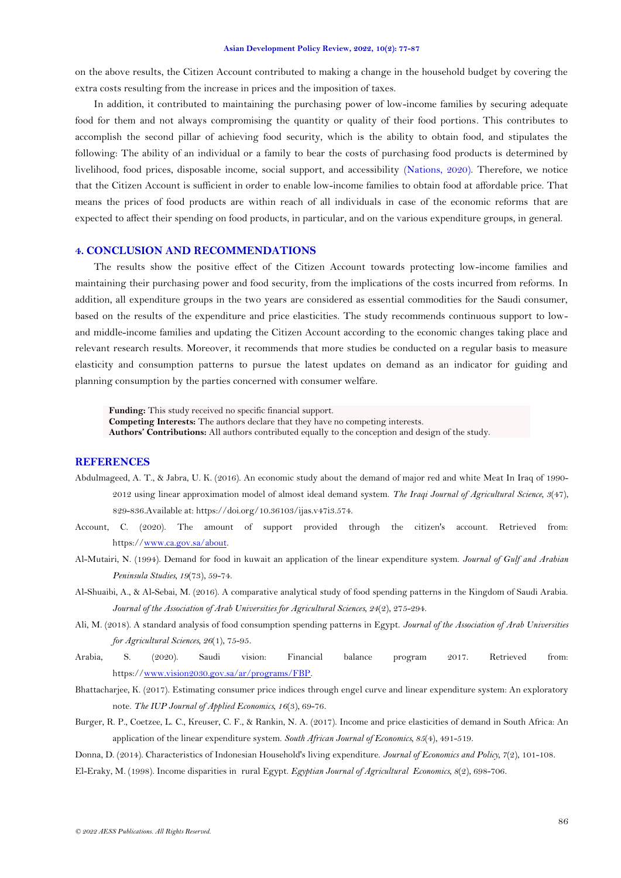on the above results, the Citizen Account contributed to making a change in the household budget by covering the extra costs resulting from the increase in prices and the imposition of taxes.

In addition, it contributed to maintaining the purchasing power of low-income families by securing adequate food for them and not always compromising the quantity or quality of their food portions. This contributes to accomplish the second pillar of achieving food security, which is the ability to obtain food, and stipulates the following: The ability of an individual or a family to bear the costs of purchasing food products is determined by livelihood, food prices, disposable income, social support, and accessibility (Nations, 2020). Therefore, we notice that the Citizen Account is sufficient in order to enable low-income families to obtain food at affordable price. That means the prices of food products are within reach of all individuals in case of the economic reforms that are expected to affect their spending on food products, in particular, and on the various expenditure groups, in general.

## 4. CONCLUSION AND RECOMMENDATIONS

The results show the positive effect of the Citizen Account towards protecting low-income families and maintaining their purchasing power and food security, from the implications of the costs incurred from reforms. In addition, all expenditure groups in the two years are considered as essential commodities for the Saudi consumer, based on the results of the expenditure and price elasticities. The study recommends continuous support to low- and middle-income families and updating the Citizen Account according to the economic changes taking place and relevant research results. Moreover, it recommends that more studies be conducted on a regular basis to measure elasticity and consumption patterns to pursue the latest updates on demand as an indicator for guiding and planning consumption by the parties concerned with consumer welfare.

**Funding:** This study received no specific financial support.
**Competing Interests:** The authors declare that they have no competing interests.
**Authors' Contributions:** All authors contributed equally to the conception and design of the study.

## REFERENCES

Abdulmageed, A. T., & Jabra, U. K. (2016). An economic study about the demand of major red and white Meat In Iraq of 1990-2012 using linear approximation model of almost ideal demand system. *The Iraqi Journal of Agricultural Science, 3*(47), 829-836.Available at: https://doi.org/10.36103/ijas.v47i3.574.

Account, C. (2020). The amount of support provided through the citizen's account. Retrieved from: https://www.ca.gov.sa/about.

Al-Mutairi, N. (1994). Demand for food in kuwait an application of the linear expenditure system. *Journal of Gulf and Arabian Peninsula Studies, 19*(73), 59-74.

Al-Shuaibi, A., & Al-Sebai, M. (2016). A comparative analytical study of food spending patterns in the Kingdom of Saudi Arabia. *Journal of the Association of Arab Universities for Agricultural Sciences, 24*(2), 275-294.

Ali, M. (2018). A standard analysis of food consumption spending patterns in Egypt. *Journal of the Association of Arab Universities for Agricultural Sciences, 26*(1), 75-95.

Arabia, S. (2020). Saudi vision: Financial balance program 2017. Retrieved from: https://www.vision2030.gov.sa/ar/programs/FBP.

Bhattacharjee, K. (2017). Estimating consumer price indices through engel curve and linear expenditure system: An exploratory note. *The IUP Journal of Applied Economics, 16*(3), 69-76.

Burger, R. P., Coetzee, L. C., Kreuser, C. F., & Rankin, N. A. (2017). Income and price elasticities of demand in South Africa: An application of the linear expenditure system. *South African Journal of Economics, 85*(4), 491-519.

Donna, D. (2014). Characteristics of Indonesian Household's living expenditure. *Journal of Economics and Policy, 7*(2), 101-108.

El-Eraky, M. (1998). Income disparities in rural Egypt. *Egyptian Journal of Agricultural Economics, 8*(2), 698-706.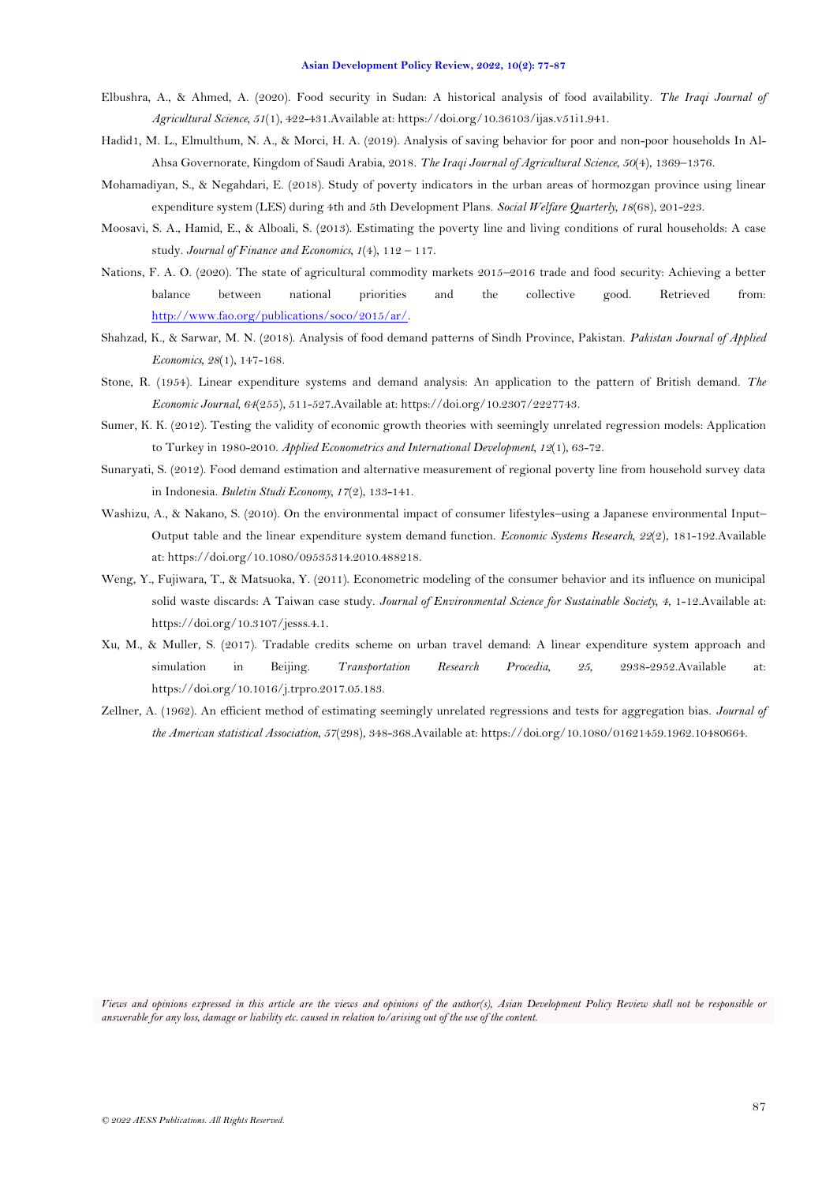Elbushra, A., & Ahmed, A. (2020). Food security in Sudan: A historical analysis of food availability. *The Iraqi Journal of Agricultural Science, 51*(1), 422-431.Available at: https://doi.org/10.36103/ijas.v51i1.941.

Hadid1, M. L., Elmulthum, N. A., & Morci, H. A. (2019). Analysis of saving behavior for poor and non-poor households In Al-Ahsa Governorate, Kingdom of Saudi Arabia, 2018. *The Iraqi Journal of Agricultural Science, 50*(4), 1369–1376.

Mohamadiyan, S., & Negahdari, E. (2018). Study of poverty indicators in the urban areas of hormozgan province using linear expenditure system (LES) during 4th and 5th Development Plans. *Social Welfare Quarterly, 18*(68), 201-223.

Moosavi, S. A., Hamid, E., & Alboali, S. (2013). Estimating the poverty line and living conditions of rural households: A case study. *Journal of Finance and Economics, 1*(4), 112 – 117.

Nations, F. A. O. (2020). The state of agricultural commodity markets 2015–2016 trade and food security: Achieving a better balance between national priorities and the collective good. Retrieved from: http://www.fao.org/publications/soco/2015/ar/.

Shahzad, K., & Sarwar, M. N. (2018). Analysis of food demand patterns of Sindh Province, Pakistan. *Pakistan Journal of Applied Economics, 28*(1), 147-168.

Stone, R. (1954). Linear expenditure systems and demand analysis: An application to the pattern of British demand. *The Economic Journal, 64*(255), 511-527.Available at: https://doi.org/10.2307/2227743.

Sumer, K. K. (2012). Testing the validity of economic growth theories with seemingly unrelated regression models: Application to Turkey in 1980-2010. *Applied Econometrics and International Development, 12*(1), 63-72.

Sunaryati, S. (2012). Food demand estimation and alternative measurement of regional poverty line from household survey data in Indonesia. *Buletin Studi Economy, 17*(2), 133-141.

Washizu, A., & Nakano, S. (2010). On the environmental impact of consumer lifestyles–using a Japanese environmental Input–Output table and the linear expenditure system demand function. *Economic Systems Research, 22*(2), 181-192.Available at: https://doi.org/10.1080/09535314.2010.488218.

Weng, Y., Fujiwara, T., & Matsuoka, Y. (2011). Econometric modeling of the consumer behavior and its influence on municipal solid waste discards: A Taiwan case study. *Journal of Environmental Science for Sustainable Society, 4*, 1-12.Available at: https://doi.org/10.3107/jesss.4.1.

Xu, M., & Muller, S. (2017). Tradable credits scheme on urban travel demand: A linear expenditure system approach and simulation in Beijing. *Transportation Research Procedia, 25*, 2938-2952.Available at: https://doi.org/10.1016/j.trpro.2017.05.183.

Zellner, A. (1962). An efficient method of estimating seemingly unrelated regressions and tests for aggregation bias. *Journal of the American statistical Association, 57*(298), 348-368.Available at: https://doi.org/10.1080/01621459.1962.10480664.

*Views and opinions expressed in this article are the views and opinions of the author(s), Asian Development Policy Review shall not be responsible or answerable for any loss, damage or liability etc. caused in relation to/arising out of the use of the content.*